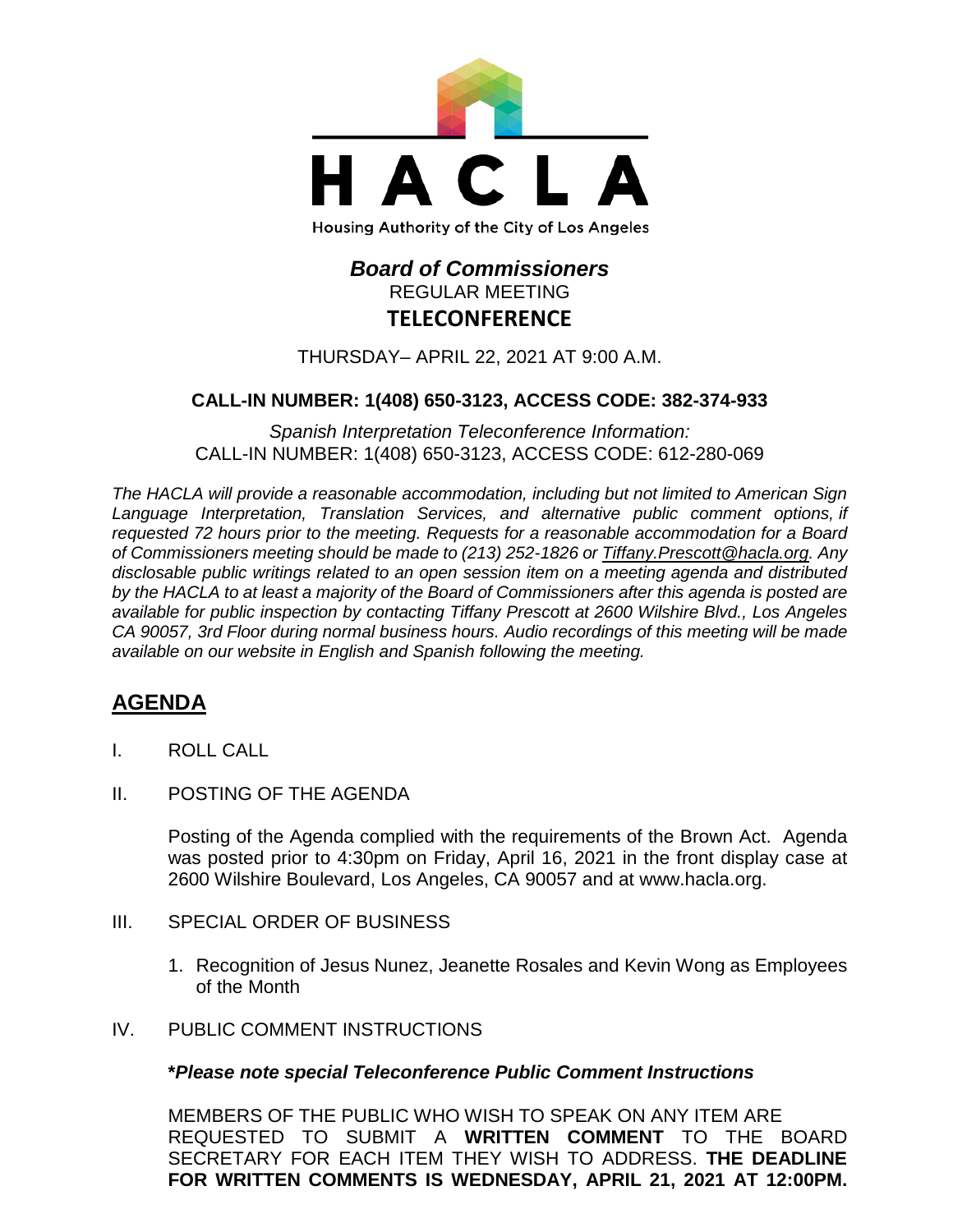HACLA

Housing Authority of the City of Los Angeles

# *Board of Commissioners*

REGULAR MEETING

**TELECONFERENCE**

THURSDAY– APRIL 22, 2021 AT 9:00 A.M.

**CALL-IN NUMBER: 1(408) 650-3123, ACCESS CODE: 382-374-933**

*Spanish Interpretation Teleconference Information:*
CALL-IN NUMBER: 1(408) 650-3123, ACCESS CODE: 612-280-069

*The HACLA will provide a reasonable accommodation, including but not limited to American Sign Language Interpretation, Translation Services, and alternative public comment options, if requested 72 hours prior to the meeting. Requests for a reasonable accommodation for a Board of Commissioners meeting should be made to (213) 252-1826 or Tiffany.Prescott@hacla.org. Any disclosable public writings related to an open session item on a meeting agenda and distributed by the HACLA to at least a majority of the Board of Commissioners after this agenda is posted are available for public inspection by contacting Tiffany Prescott at 2600 Wilshire Blvd., Los Angeles CA 90057, 3rd Floor during normal business hours. Audio recordings of this meeting will be made available on our website in English and Spanish following the meeting.*

## AGENDA

I. ROLL CALL

II. POSTING OF THE AGENDA

Posting of the Agenda complied with the requirements of the Brown Act. Agenda was posted prior to 4:30pm on Friday, April 16, 2021 in the front display case at 2600 Wilshire Boulevard, Los Angeles, CA 90057 and at www.hacla.org.

III. SPECIAL ORDER OF BUSINESS

1. Recognition of Jesus Nunez, Jeanette Rosales and Kevin Wong as Employees of the Month

IV. PUBLIC COMMENT INSTRUCTIONS

***Please note special Teleconference Public Comment Instructions**

MEMBERS OF THE PUBLIC WHO WISH TO SPEAK ON ANY ITEM ARE REQUESTED TO SUBMIT A **WRITTEN COMMENT** TO THE BOARD SECRETARY FOR EACH ITEM THEY WISH TO ADDRESS. **THE DEADLINE FOR WRITTEN COMMENTS IS WEDNESDAY, APRIL 21, 2021 AT 12:00PM.**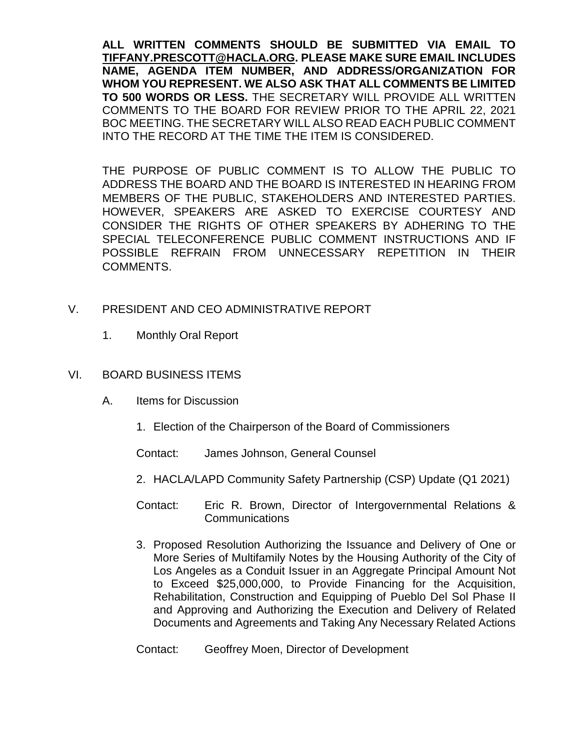**ALL WRITTEN COMMENTS SHOULD BE SUBMITTED VIA EMAIL TO TIFFANY.PRESCOTT@HACLA.ORG. PLEASE MAKE SURE EMAIL INCLUDES NAME, AGENDA ITEM NUMBER, AND ADDRESS/ORGANIZATION FOR WHOM YOU REPRESENT. WE ALSO ASK THAT ALL COMMENTS BE LIMITED TO 500 WORDS OR LESS.** THE SECRETARY WILL PROVIDE ALL WRITTEN COMMENTS TO THE BOARD FOR REVIEW PRIOR TO THE APRIL 22, 2021 BOC MEETING. THE SECRETARY WILL ALSO READ EACH PUBLIC COMMENT INTO THE RECORD AT THE TIME THE ITEM IS CONSIDERED.

THE PURPOSE OF PUBLIC COMMENT IS TO ALLOW THE PUBLIC TO ADDRESS THE BOARD AND THE BOARD IS INTERESTED IN HEARING FROM MEMBERS OF THE PUBLIC, STAKEHOLDERS AND INTERESTED PARTIES. HOWEVER, SPEAKERS ARE ASKED TO EXERCISE COURTESY AND CONSIDER THE RIGHTS OF OTHER SPEAKERS BY ADHERING TO THE SPECIAL TELECONFERENCE PUBLIC COMMENT INSTRUCTIONS AND IF POSSIBLE REFRAIN FROM UNNECESSARY REPETITION IN THEIR COMMENTS.

V. PRESIDENT AND CEO ADMINISTRATIVE REPORT

1. Monthly Oral Report

VI. BOARD BUSINESS ITEMS

A. Items for Discussion

1. Election of the Chairperson of the Board of Commissioners

   Contact: James Johnson, General Counsel

2. HACLA/LAPD Community Safety Partnership (CSP) Update (Q1 2021)

   Contact: Eric R. Brown, Director of Intergovernmental Relations & Communications

3. Proposed Resolution Authorizing the Issuance and Delivery of One or More Series of Multifamily Notes by the Housing Authority of the City of Los Angeles as a Conduit Issuer in an Aggregate Principal Amount Not to Exceed $25,000,000, to Provide Financing for the Acquisition, Rehabilitation, Construction and Equipping of Pueblo Del Sol Phase II and Approving and Authorizing the Execution and Delivery of Related Documents and Agreements and Taking Any Necessary Related Actions

   Contact: Geoffrey Moen, Director of Development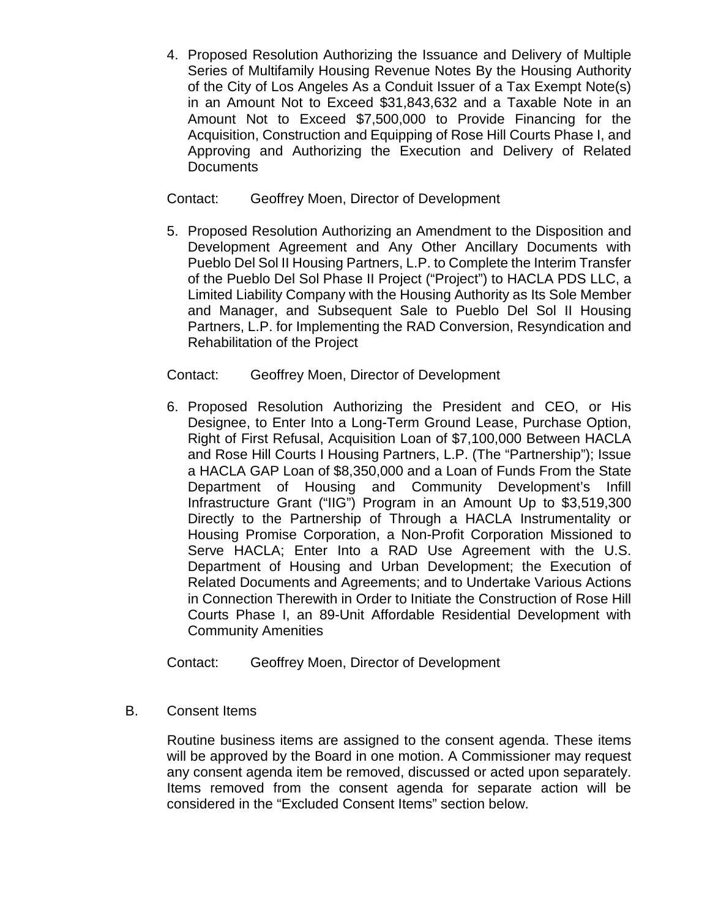4. Proposed Resolution Authorizing the Issuance and Delivery of Multiple Series of Multifamily Housing Revenue Notes By the Housing Authority of the City of Los Angeles As a Conduit Issuer of a Tax Exempt Note(s) in an Amount Not to Exceed $31,843,632 and a Taxable Note in an Amount Not to Exceed $7,500,000 to Provide Financing for the Acquisition, Construction and Equipping of Rose Hill Courts Phase I, and Approving and Authorizing the Execution and Delivery of Related Documents

   Contact: Geoffrey Moen, Director of Development

5. Proposed Resolution Authorizing an Amendment to the Disposition and Development Agreement and Any Other Ancillary Documents with Pueblo Del Sol II Housing Partners, L.P. to Complete the Interim Transfer of the Pueblo Del Sol Phase II Project ("Project") to HACLA PDS LLC, a Limited Liability Company with the Housing Authority as Its Sole Member and Manager, and Subsequent Sale to Pueblo Del Sol II Housing Partners, L.P. for Implementing the RAD Conversion, Resyndication and Rehabilitation of the Project

   Contact: Geoffrey Moen, Director of Development

6. Proposed Resolution Authorizing the President and CEO, or His Designee, to Enter Into a Long-Term Ground Lease, Purchase Option, Right of First Refusal, Acquisition Loan of $7,100,000 Between HACLA and Rose Hill Courts I Housing Partners, L.P. (The "Partnership"); Issue a HACLA GAP Loan of $8,350,000 and a Loan of Funds From the State Department of Housing and Community Development's Infill Infrastructure Grant ("IIG") Program in an Amount Up to $3,519,300 Directly to the Partnership of Through a HACLA Instrumentality or Housing Promise Corporation, a Non-Profit Corporation Missioned to Serve HACLA; Enter Into a RAD Use Agreement with the U.S. Department of Housing and Urban Development; the Execution of Related Documents and Agreements; and to Undertake Various Actions in Connection Therewith in Order to Initiate the Construction of Rose Hill Courts Phase I, an 89-Unit Affordable Residential Development with Community Amenities

   Contact: Geoffrey Moen, Director of Development

B. Consent Items

Routine business items are assigned to the consent agenda. These items will be approved by the Board in one motion. A Commissioner may request any consent agenda item be removed, discussed or acted upon separately. Items removed from the consent agenda for separate action will be considered in the "Excluded Consent Items" section below.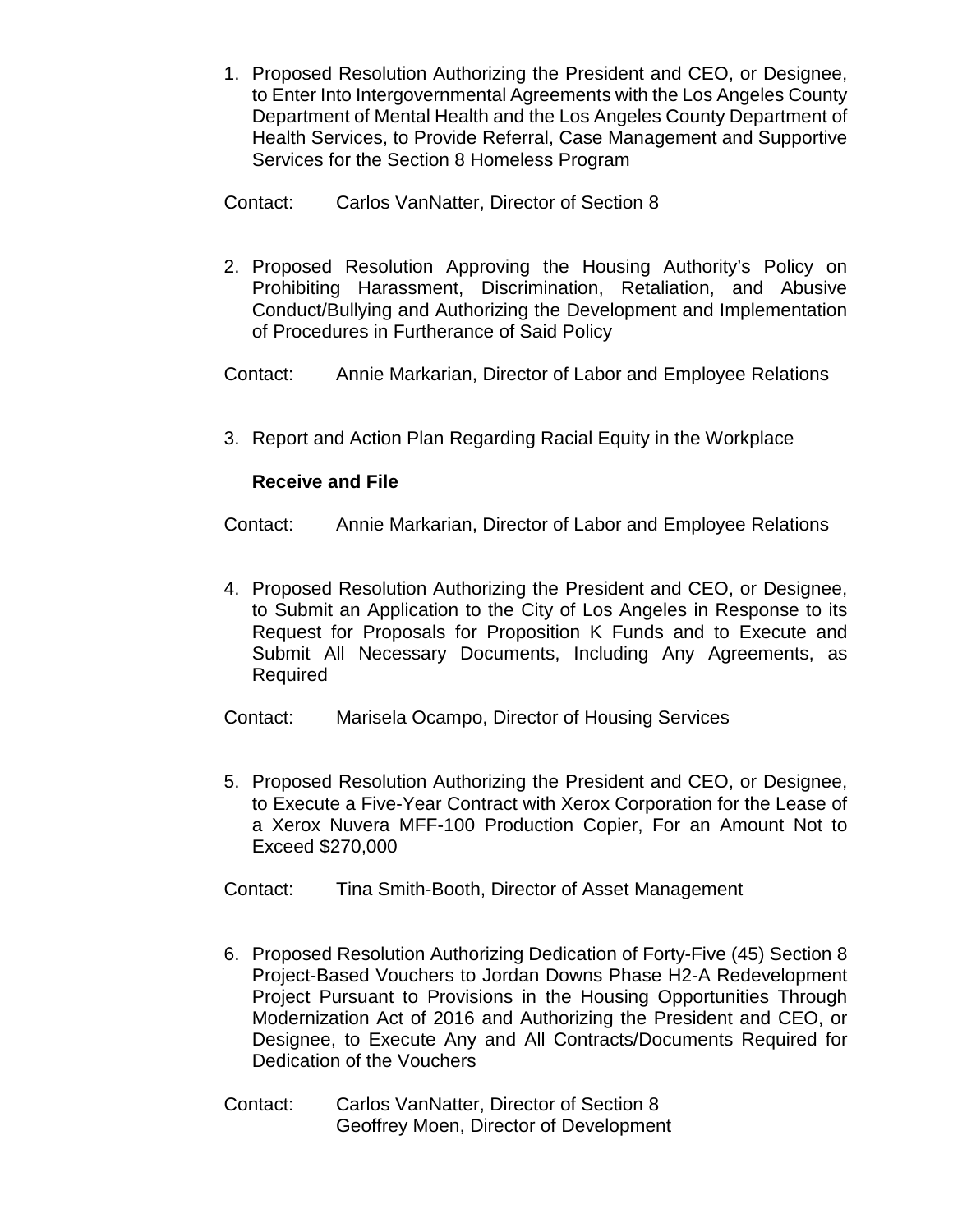1. Proposed Resolution Authorizing the President and CEO, or Designee, to Enter Into Intergovernmental Agreements with the Los Angeles County Department of Mental Health and the Los Angeles County Department of Health Services, to Provide Referral, Case Management and Supportive Services for the Section 8 Homeless Program

Contact: Carlos VanNatter, Director of Section 8

2. Proposed Resolution Approving the Housing Authority's Policy on Prohibiting Harassment, Discrimination, Retaliation, and Abusive Conduct/Bullying and Authorizing the Development and Implementation of Procedures in Furtherance of Said Policy

Contact: Annie Markarian, Director of Labor and Employee Relations

3. Report and Action Plan Regarding Racial Equity in the Workplace

   **Receive and File**

Contact: Annie Markarian, Director of Labor and Employee Relations

4. Proposed Resolution Authorizing the President and CEO, or Designee, to Submit an Application to the City of Los Angeles in Response to its Request for Proposals for Proposition K Funds and to Execute and Submit All Necessary Documents, Including Any Agreements, as Required

Contact: Marisela Ocampo, Director of Housing Services

5. Proposed Resolution Authorizing the President and CEO, or Designee, to Execute a Five-Year Contract with Xerox Corporation for the Lease of a Xerox Nuvera MFF-100 Production Copier, For an Amount Not to Exceed $270,000

Contact: Tina Smith-Booth, Director of Asset Management

6. Proposed Resolution Authorizing Dedication of Forty-Five (45) Section 8 Project-Based Vouchers to Jordan Downs Phase H2-A Redevelopment Project Pursuant to Provisions in the Housing Opportunities Through Modernization Act of 2016 and Authorizing the President and CEO, or Designee, to Execute Any and All Contracts/Documents Required for Dedication of the Vouchers

Contact: Carlos VanNatter, Director of Section 8
Geoffrey Moen, Director of Development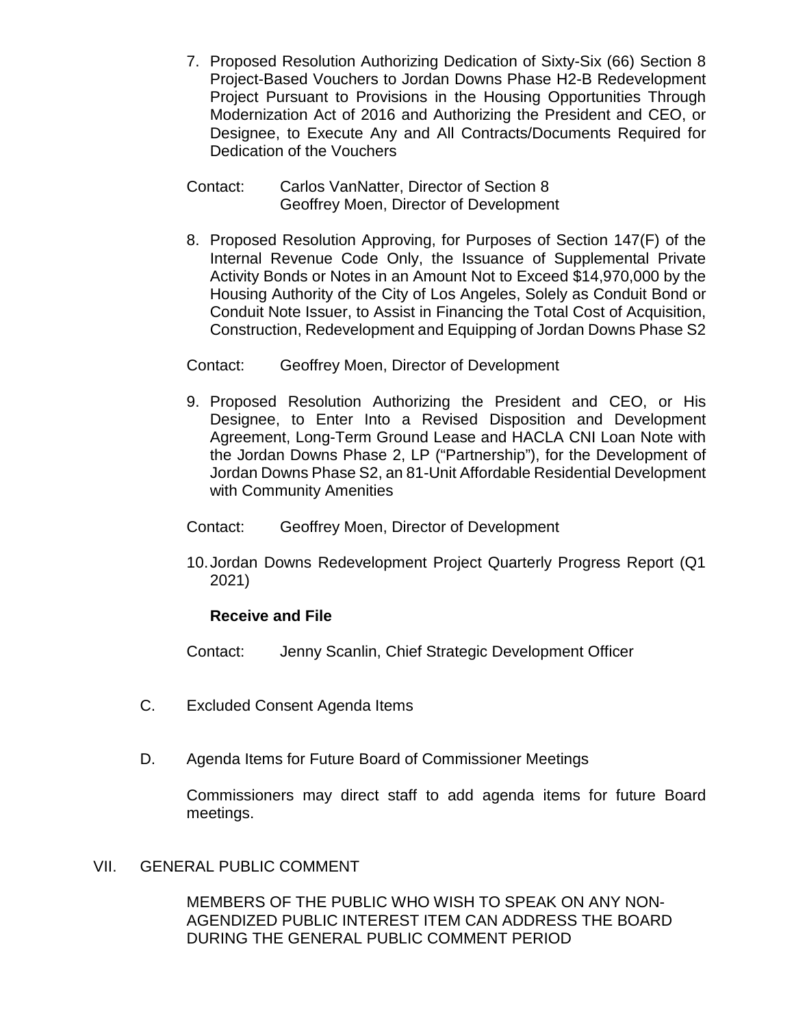7. Proposed Resolution Authorizing Dedication of Sixty-Six (66) Section 8 Project-Based Vouchers to Jordan Downs Phase H2-B Redevelopment Project Pursuant to Provisions in the Housing Opportunities Through Modernization Act of 2016 and Authorizing the President and CEO, or Designee, to Execute Any and All Contracts/Documents Required for Dedication of the Vouchers

   Contact: Carlos VanNatter, Director of Section 8
   Geoffrey Moen, Director of Development

8. Proposed Resolution Approving, for Purposes of Section 147(F) of the Internal Revenue Code Only, the Issuance of Supplemental Private Activity Bonds or Notes in an Amount Not to Exceed $14,970,000 by the Housing Authority of the City of Los Angeles, Solely as Conduit Bond or Conduit Note Issuer, to Assist in Financing the Total Cost of Acquisition, Construction, Redevelopment and Equipping of Jordan Downs Phase S2

   Contact: Geoffrey Moen, Director of Development

9. Proposed Resolution Authorizing the President and CEO, or His Designee, to Enter Into a Revised Disposition and Development Agreement, Long-Term Ground Lease and HACLA CNI Loan Note with the Jordan Downs Phase 2, LP ("Partnership"), for the Development of Jordan Downs Phase S2, an 81-Unit Affordable Residential Development with Community Amenities

   Contact: Geoffrey Moen, Director of Development

10. Jordan Downs Redevelopment Project Quarterly Progress Report (Q1 2021)

    **Receive and File**

    Contact: Jenny Scanlin, Chief Strategic Development Officer

C. Excluded Consent Agenda Items

D. Agenda Items for Future Board of Commissioner Meetings

   Commissioners may direct staff to add agenda items for future Board meetings.

VII. GENERAL PUBLIC COMMENT

MEMBERS OF THE PUBLIC WHO WISH TO SPEAK ON ANY NON-AGENDIZED PUBLIC INTEREST ITEM CAN ADDRESS THE BOARD DURING THE GENERAL PUBLIC COMMENT PERIOD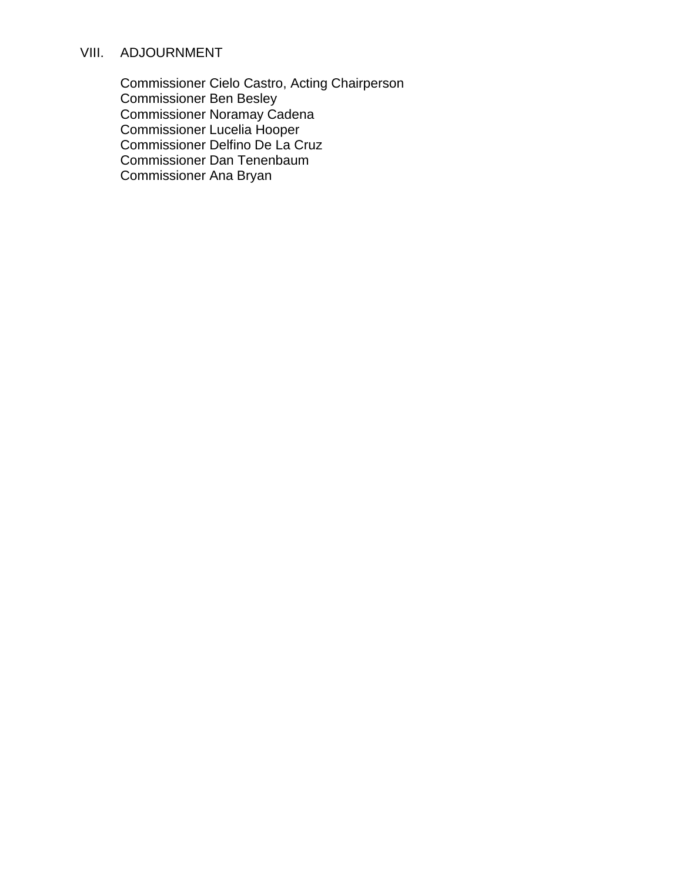## VIII. ADJOURNMENT

Commissioner Cielo Castro, Acting Chairperson
Commissioner Ben Besley
Commissioner Noramay Cadena
Commissioner Lucelia Hooper
Commissioner Delfino De La Cruz
Commissioner Dan Tenenbaum
Commissioner Ana Bryan